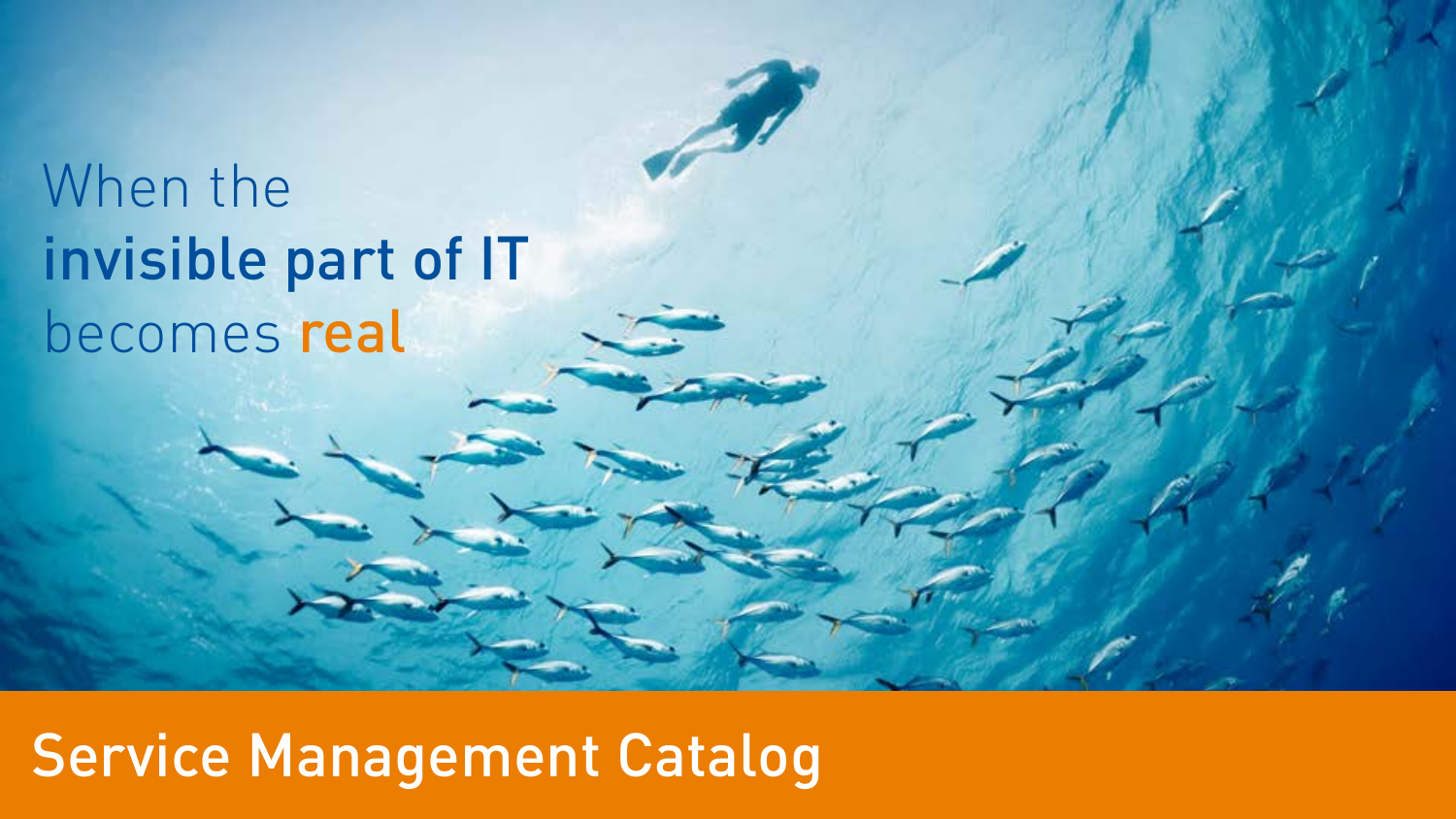When the **invisible part of IT** becomes **real**

# Service Management Catalog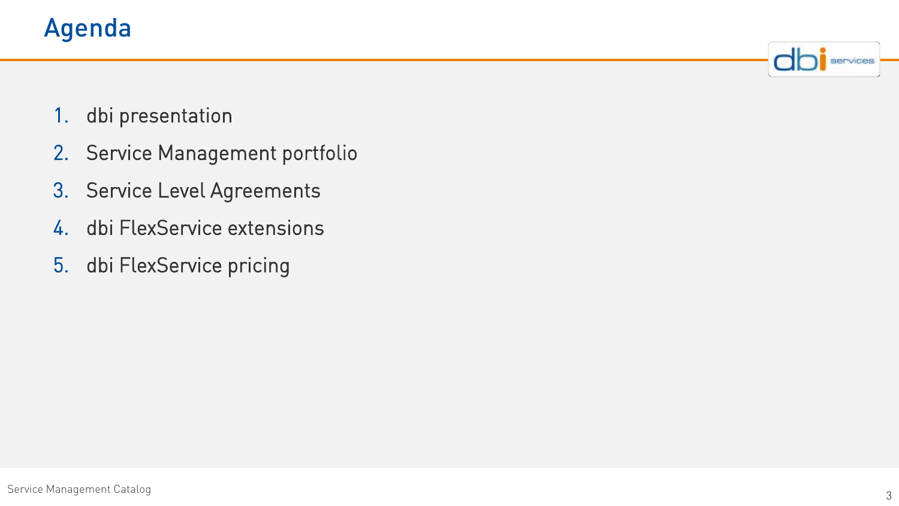# Agenda

1. dbi presentation
2. Service Management portfolio
3. Service Level Agreements
4. dbi FlexService extensions
5. dbi FlexService pricing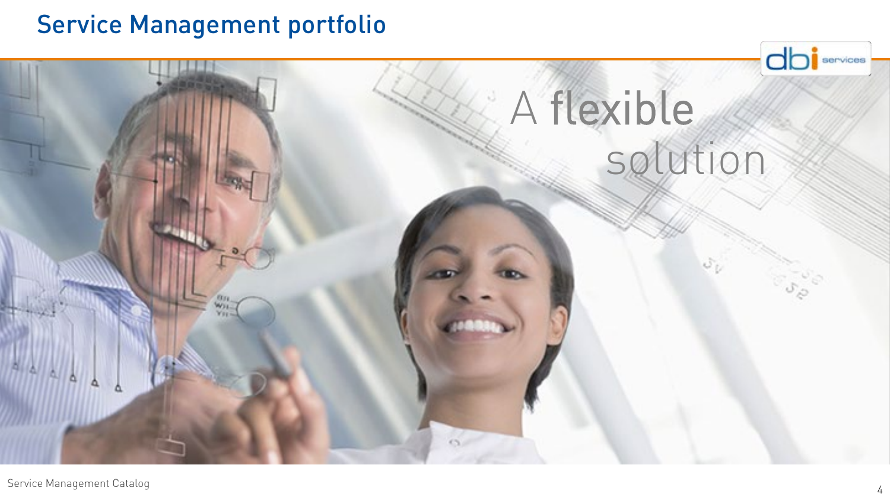# Service Management portfolio

A flexible solution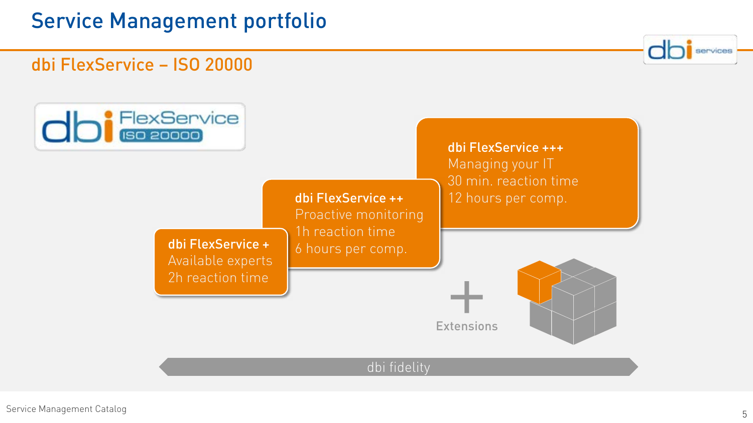# Service Management portfolio

## dbi FlexService – ISO 20000

dbi FlexService ISO 20000

**dbi FlexService +**
Available experts
2h reaction time

**dbi FlexService ++**
Proactive monitoring
1h reaction time
6 hours per comp.

**dbi FlexService +++**
Managing your IT
30 min. reaction time
12 hours per comp.

+ Extensions

dbi fidelity

Service Management Catalog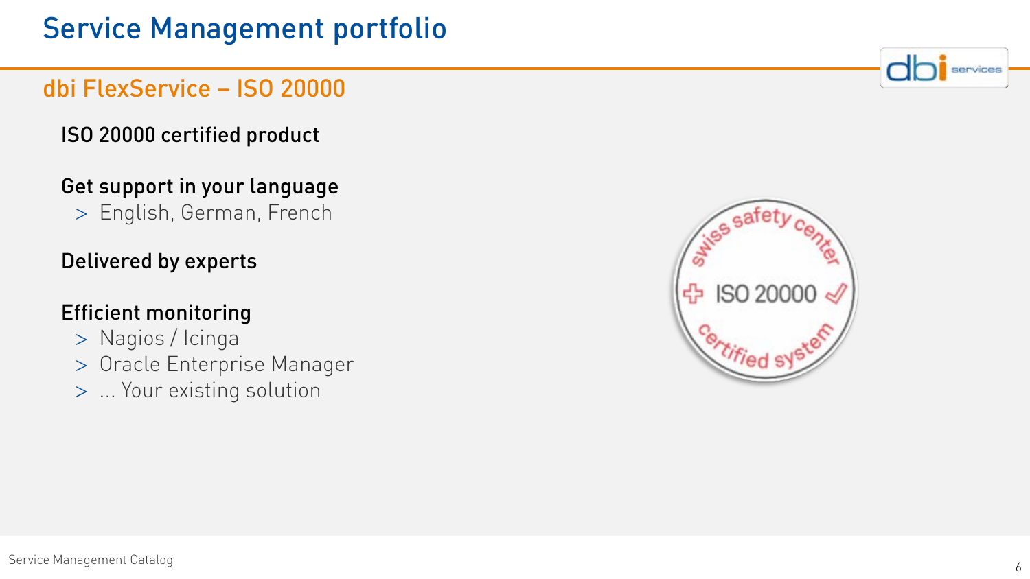# Service Management portfolio

## dbi FlexService – ISO 20000

**ISO 20000 certified product**

**Get support in your language**

> English, German, French

**Delivered by experts**

**Efficient monitoring**

> Nagios / Icinga
> Oracle Enterprise Manager
> ... Your existing solution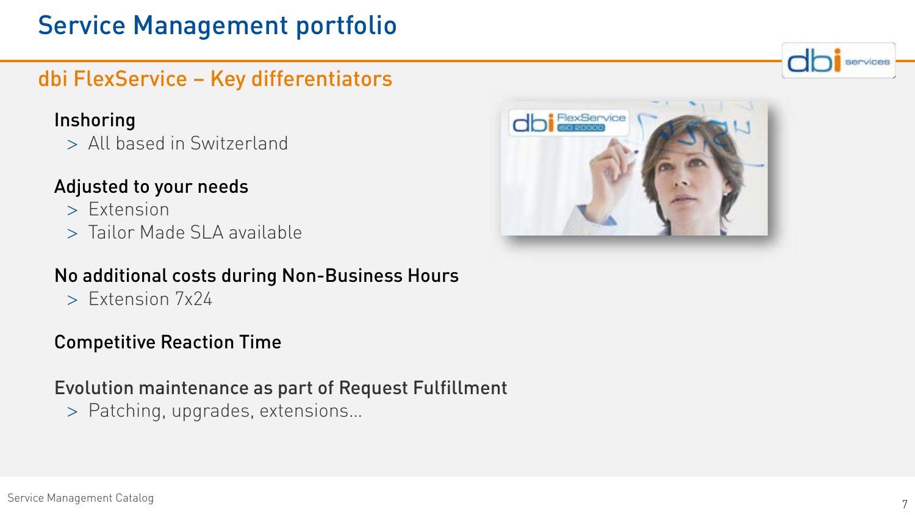# Service Management portfolio

## dbi FlexService – Key differentiators

### Inshoring

- All based in Switzerland

### Adjusted to your needs

- Extension
- Tailor Made SLA available

### No additional costs during Non-Business Hours

- Extension 7x24

### Competitive Reaction Time

### Evolution maintenance as part of Request Fulfillment

- Patching, upgrades, extensions…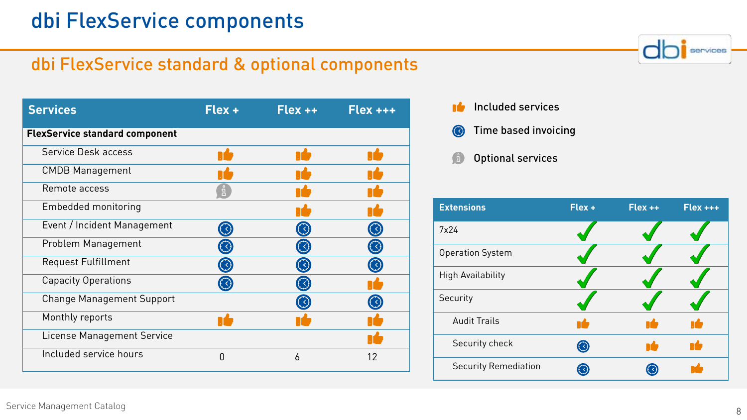# dbi FlexService components

## dbi FlexService standard & optional components

| Services | Flex + | Flex ++ | Flex +++ |
|---|---|---|---|
| **FlexService standard component** | | | |
| Service Desk access | Included | Included | Included |
| CMDB Management | Included | Included | Included |
| Remote access | Optional | Included | Included |
| Embedded monitoring | | Included | Included |
| Event / Incident Management | Time based | Time based | Time based |
| Problem Management | Time based | Time based | Time based |
| Request Fulfillment | Time based | Time based | Time based |
| Capacity Operations | Time based | Time based | Included |
| Change Management Support | | Time based | Time based |
| Monthly reports | Included | Included | Included |
| License Management Service | | | Included |
| Included service hours | 0 | 6 | 12 |

- Included services
- Time based invoicing
- Optional services

| Extensions | Flex + | Flex ++ | Flex +++ |
|---|---|---|---|
| 7x24 | ✓ | ✓ | ✓ |
| Operation System | ✓ | ✓ | ✓ |
| High Availability | ✓ | ✓ | ✓ |
| Security | ✓ | ✓ | ✓ |
| Audit Trails | Included | Included | Included |
| Security check | Time based | Included | Included |
| Security Remediation | Time based | Time based | Included |

Service Management Catalog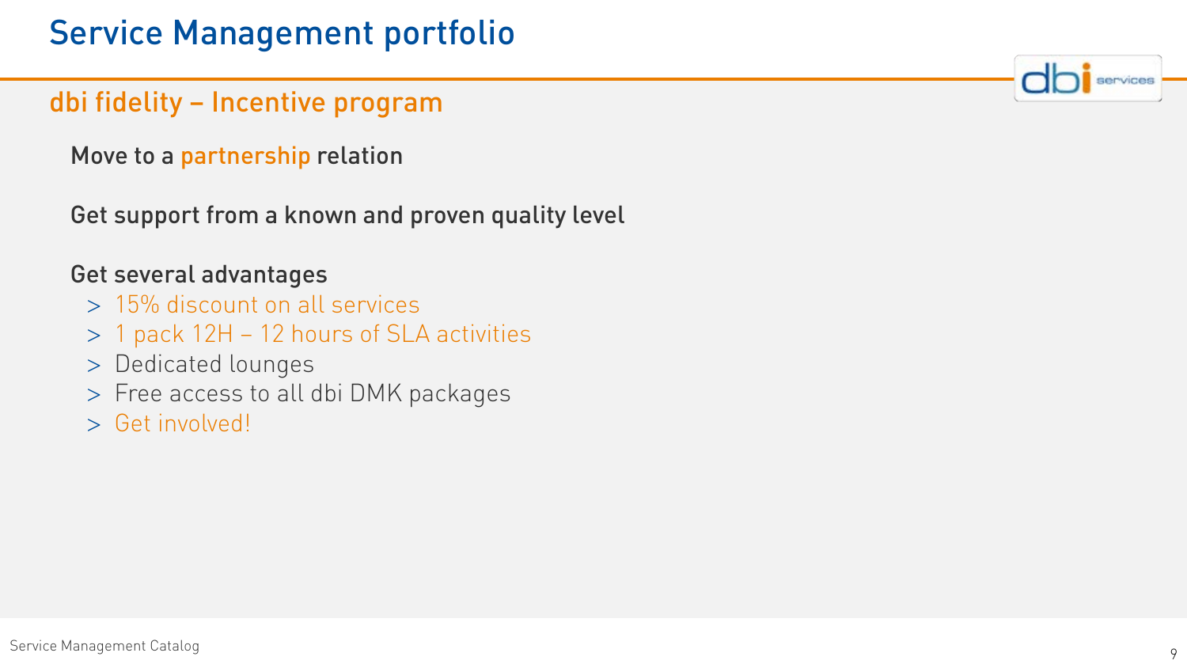# Service Management portfolio

## dbi fidelity – Incentive program

Move to a partnership relation

Get support from a known and proven quality level

Get several advantages

- 15% discount on all services
- 1 pack 12H – 12 hours of SLA activities
- Dedicated lounges
- Free access to all dbi DMK packages
- Get involved!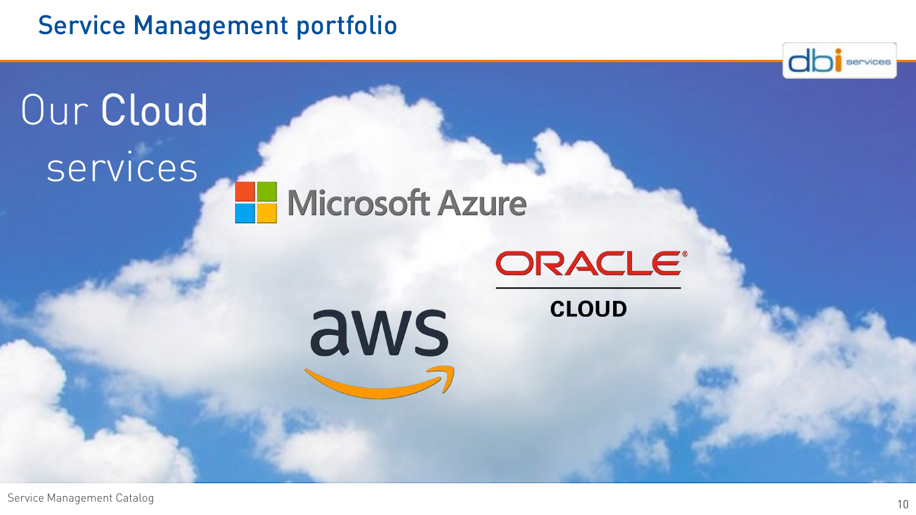# Service Management portfolio

## Our Cloud services

Microsoft Azure

ORACLE CLOUD

aws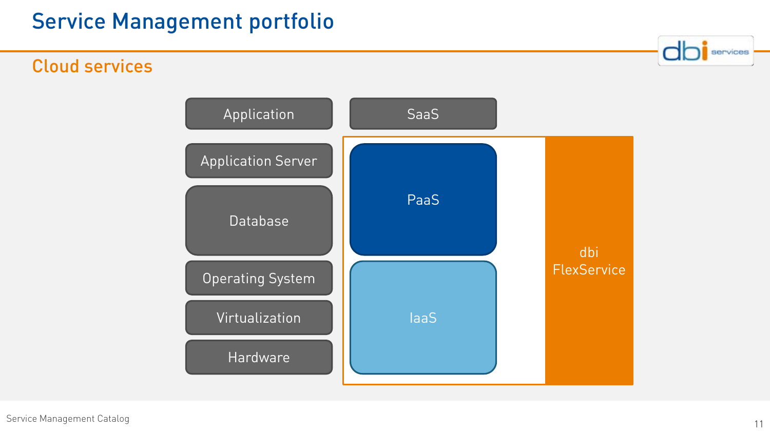# Service Management portfolio

## Cloud services

Application

Application Server

Database

Operating System

Virtualization

Hardware

SaaS

PaaS

IaaS

dbi FlexService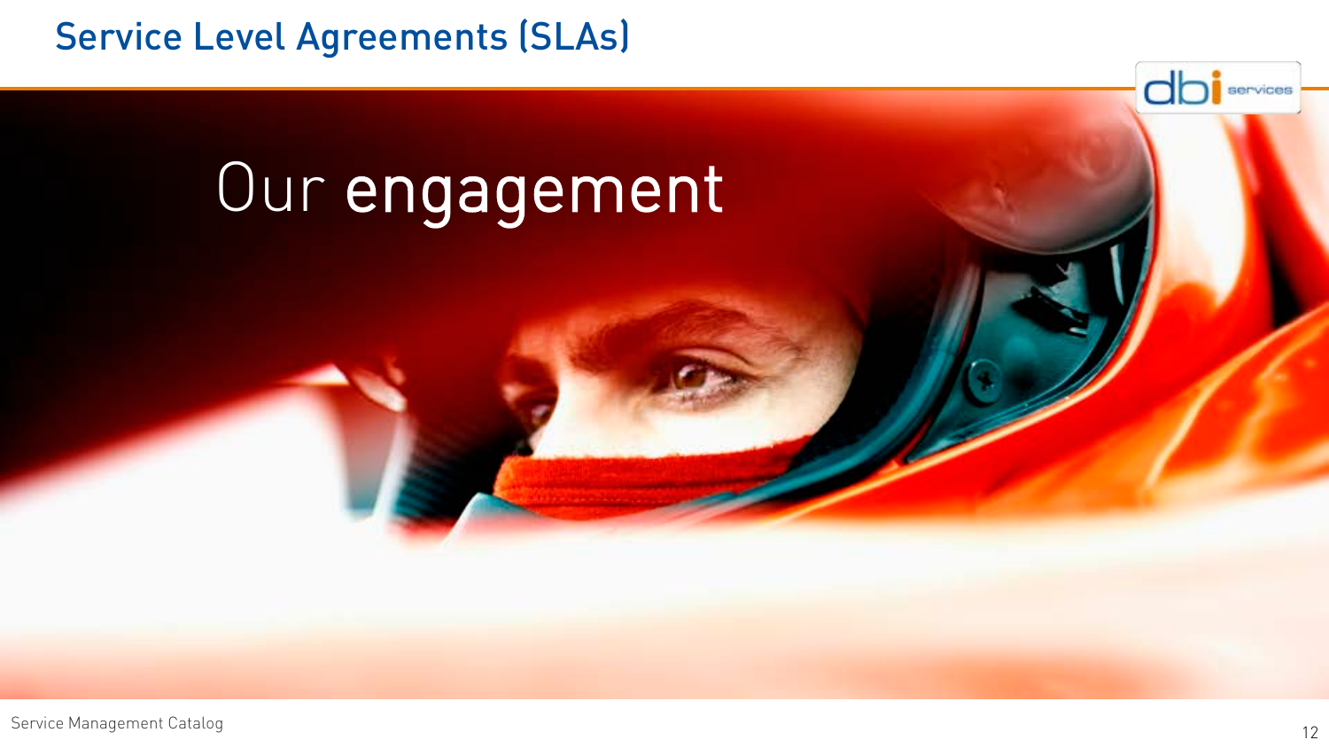# Service Level Agreements (SLAs)

## Our engagement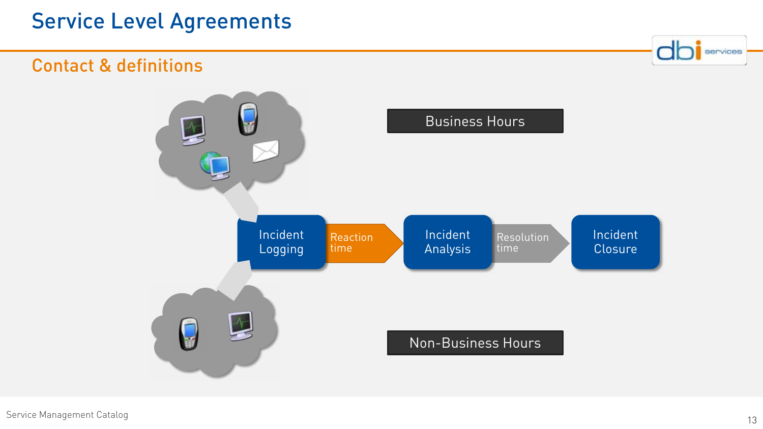# Service Level Agreements

## Contact & definitions

Business Hours

Incident Logging → Reaction time → Incident Analysis → Resolution time → Incident Closure

Non-Business Hours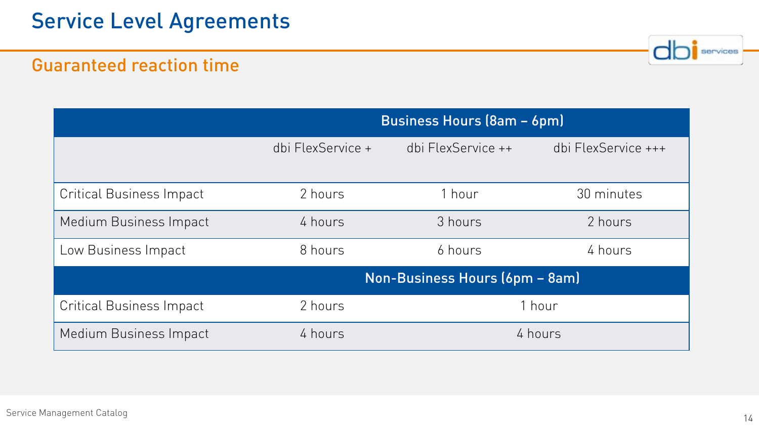# Service Level Agreements

## Guaranteed reaction time

| | Business Hours (8am – 6pm) | | |
|---|---|---|---|
| | dbi FlexService + | dbi FlexService ++ | dbi FlexService +++ |
| Critical Business Impact | 2 hours | 1 hour | 30 minutes |
| Medium Business Impact | 4 hours | 3 hours | 2 hours |
| Low Business Impact | 8 hours | 6 hours | 4 hours |
| | Non-Business Hours (6pm – 8am) | | |
| Critical Business Impact | 2 hours | 1 hour | |
| Medium Business Impact | 4 hours | 4 hours | |

Service Management Catalog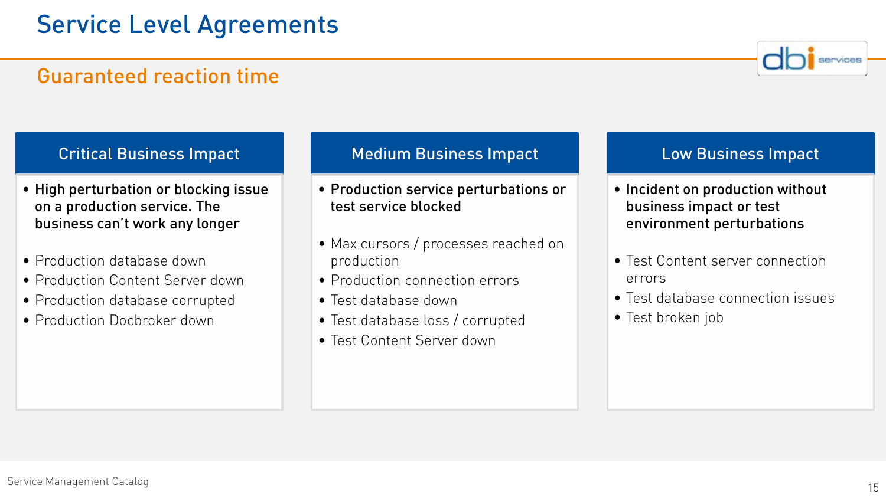# Service Level Agreements

## Guaranteed reaction time

### Critical Business Impact

- **High perturbation or blocking issue on a production service. The business can't work any longer**

- Production database down
- Production Content Server down
- Production database corrupted
- Production Docbroker down

### Medium Business Impact

- **Production service perturbations or test service blocked**

- Max cursors / processes reached on production
- Production connection errors
- Test database down
- Test database loss / corrupted
- Test Content Server down

### Low Business Impact

- **Incident on production without business impact or test environment perturbations**

- Test Content server connection errors
- Test database connection issues
- Test broken job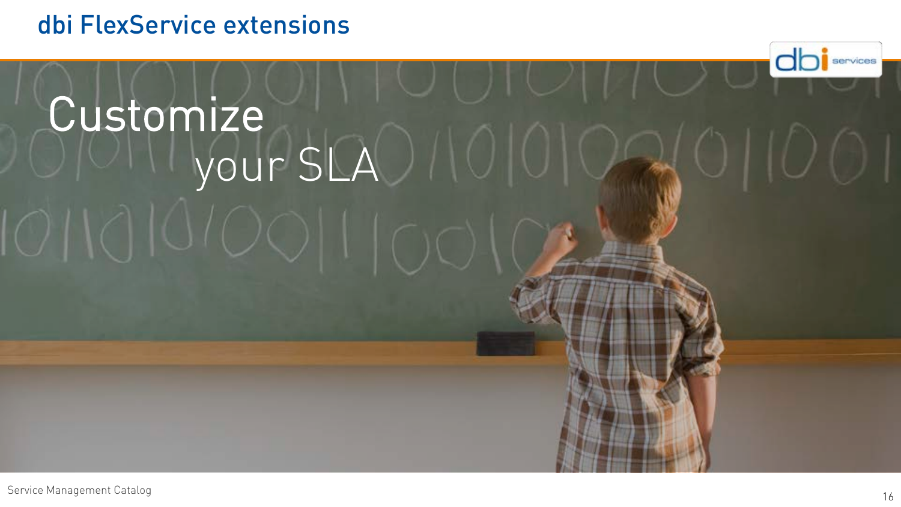# dbi FlexService extensions

Customize your SLA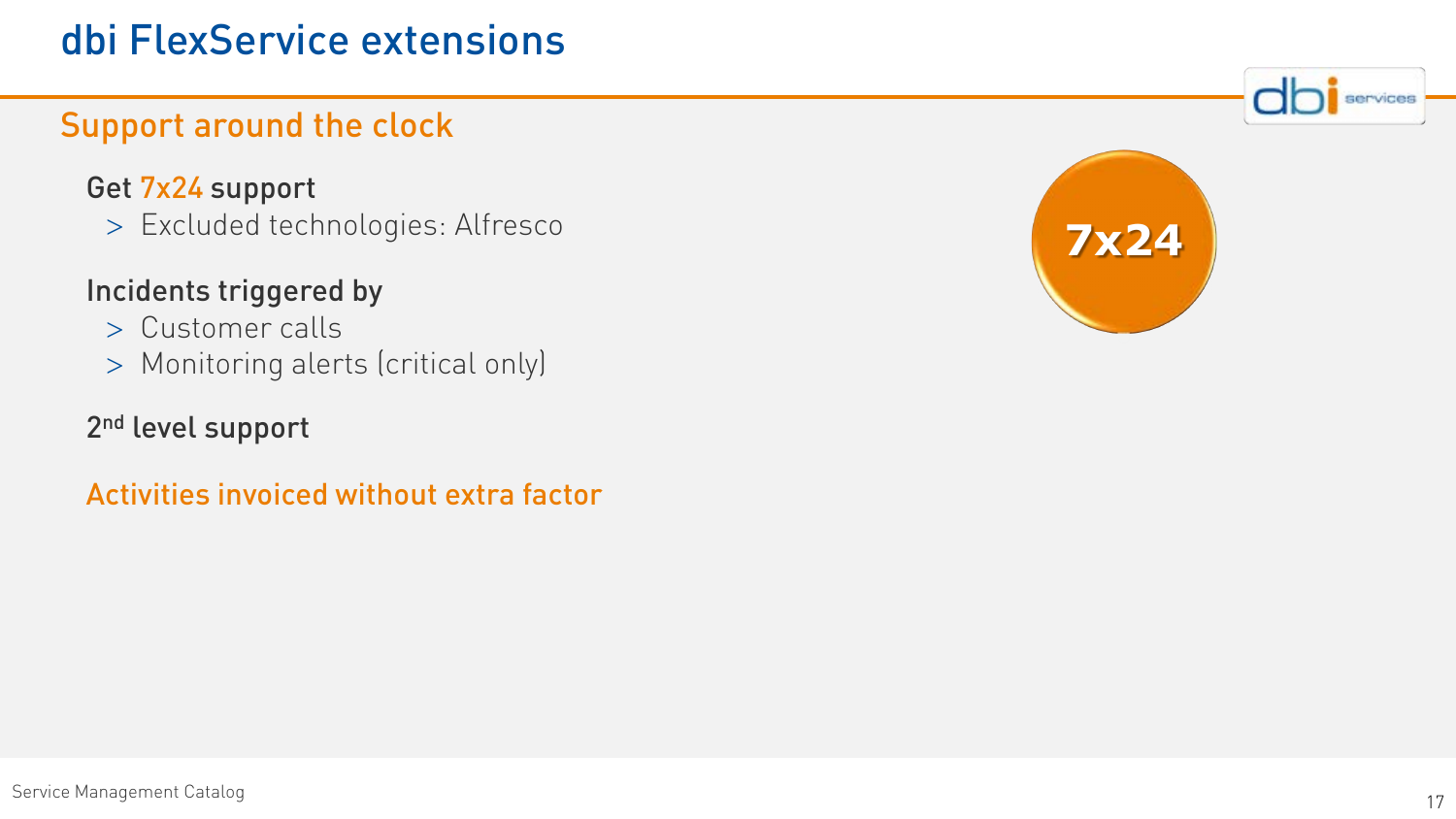# dbi FlexService extensions

## Support around the clock

**Get 7x24 support**

- Excluded technologies: Alfresco

**Incidents triggered by**

- Customer calls
- Monitoring alerts (critical only)

**2nd level support**

**Activities invoiced without extra factor**

7x24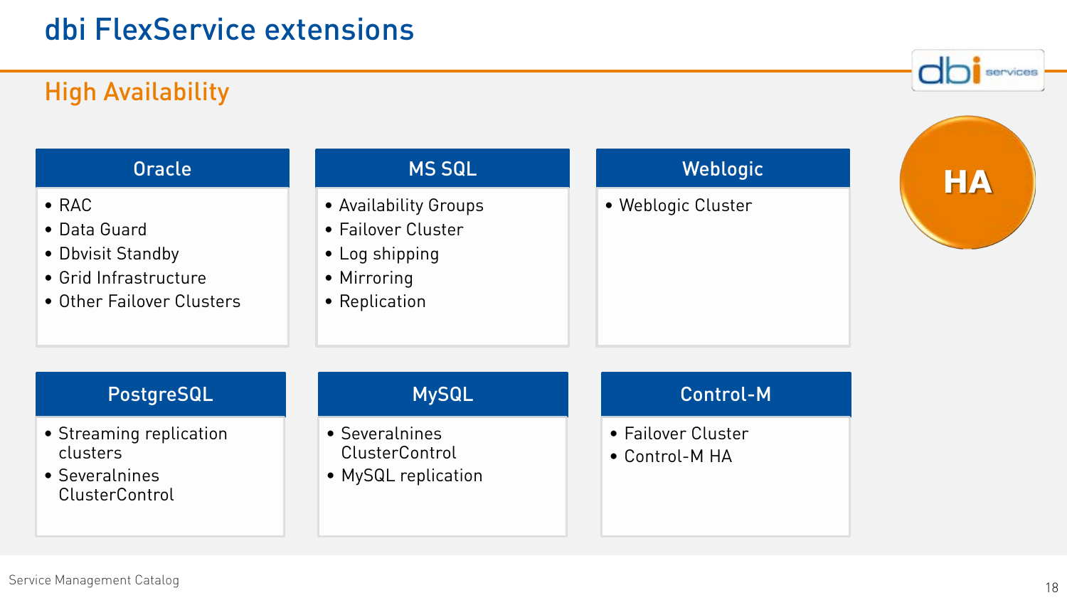# dbi FlexService extensions

## High Availability

HA

### Oracle

- RAC
- Data Guard
- Dbvisit Standby
- Grid Infrastructure
- Other Failover Clusters

### MS SQL

- Availability Groups
- Failover Cluster
- Log shipping
- Mirroring
- Replication

### Weblogic

- Weblogic Cluster

### PostgreSQL

- Streaming replication clusters
- Severalnines ClusterControl

### MySQL

- Severalnines ClusterControl
- MySQL replication

### Control-M

- Failover Cluster
- Control-M HA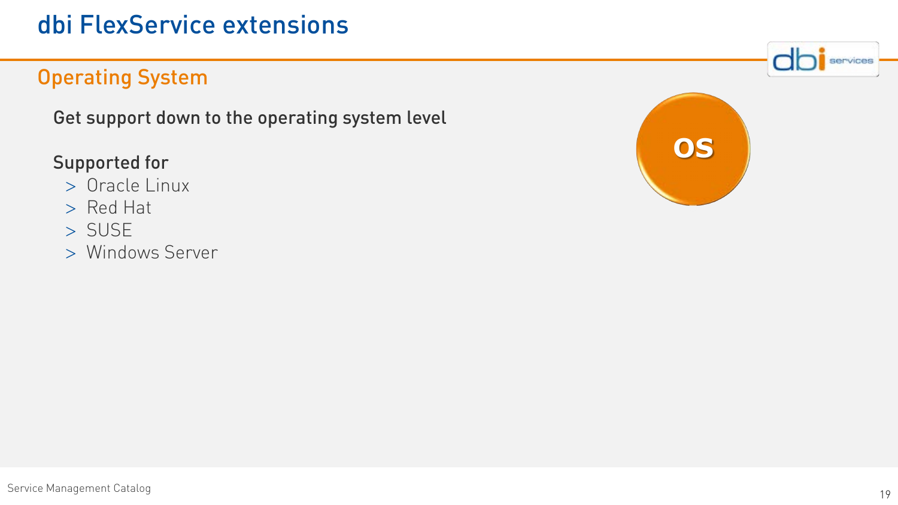# dbi FlexService extensions

## Operating System

Get support down to the operating system level

Supported for

- Oracle Linux
- Red Hat
- SUSE
- Windows Server

OS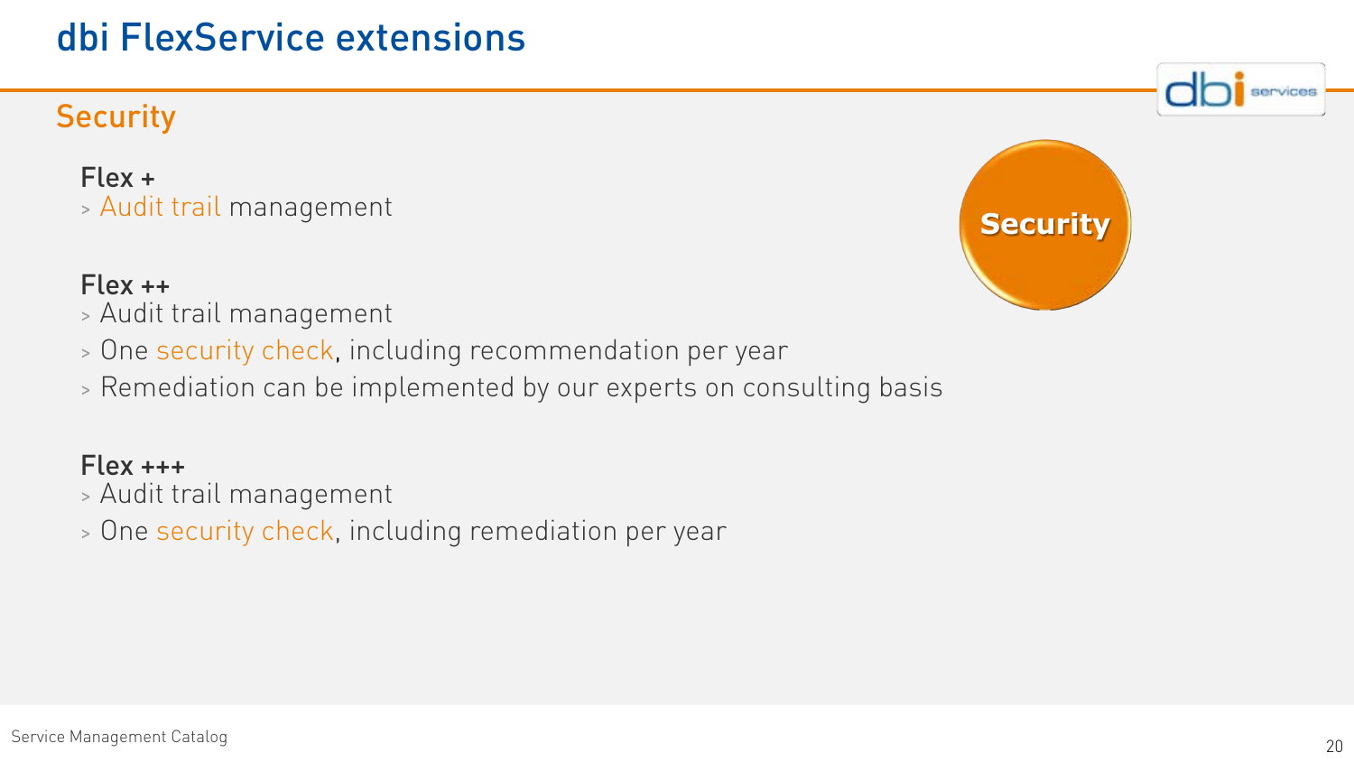# dbi FlexService extensions

## Security

**Flex +**

- Audit trail management

**Flex ++**

- Audit trail management
- One security check, including recommendation per year
- Remediation can be implemented by our experts on consulting basis

**Flex +++**

- Audit trail management
- One security check, including remediation per year

Security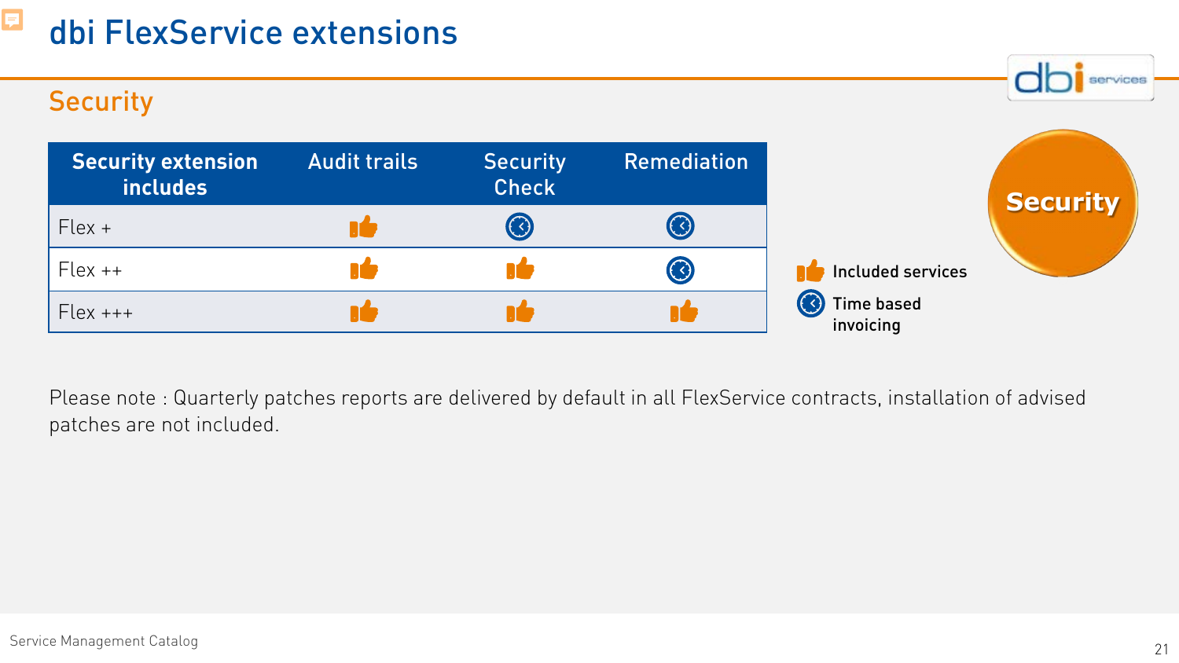# dbi FlexService extensions

## Security

| Security extension includes | Audit trails | Security Check | Remediation |
|---|---|---|---|
| Flex + | Included services | Time based invoicing | Time based invoicing |
| Flex ++ | Included services | Included services | Time based invoicing |
| Flex +++ | Included services | Included services | Included services |

Legend:
- Included services
- Time based invoicing

Security

Please note : Quarterly patches reports are delivered by default in all FlexService contracts, installation of advised patches are not included.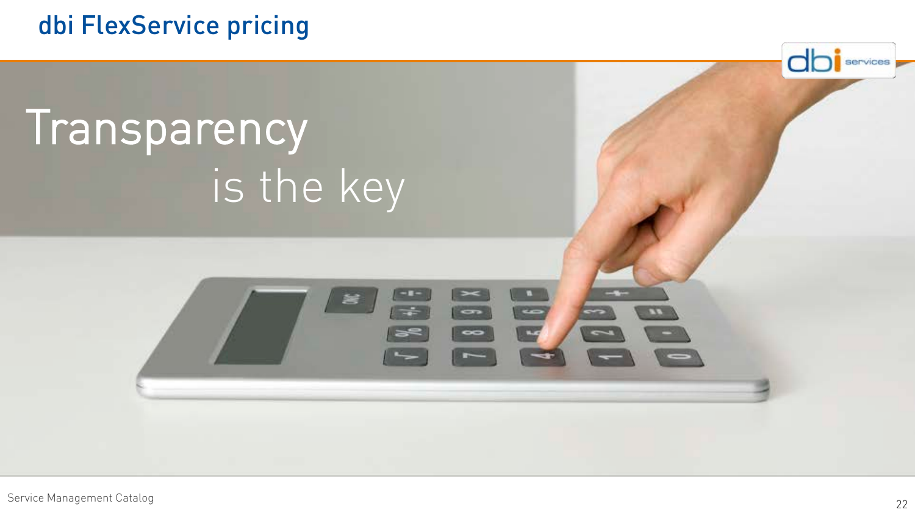# dbi FlexService pricing

Transparency

is the key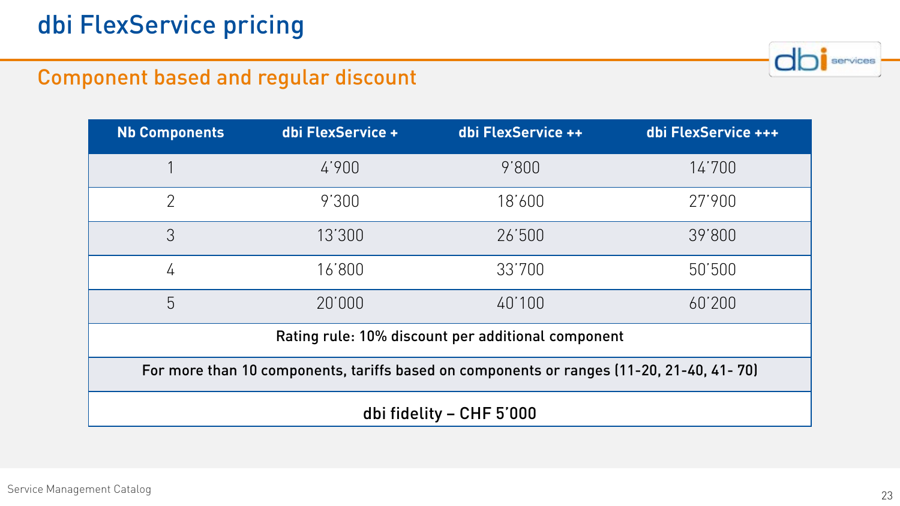# dbi FlexService pricing

## Component based and regular discount

| Nb Components | dbi FlexService + | dbi FlexService ++ | dbi FlexService +++ |
|---|---|---|---|
| 1 | 4'900 | 9'800 | 14'700 |
| 2 | 9'300 | 18'600 | 27'900 |
| 3 | 13'300 | 26'500 | 39'800 |
| 4 | 16'800 | 33'700 | 50'500 |
| 5 | 20'000 | 40'100 | 60'200 |
| **Rating rule: 10% discount per additional component** | | | |
| **For more than 10 components, tariffs based on components or ranges (11-20, 21-40, 41- 70)** | | | |
| **dbi fidelity – CHF 5'000** | | | |

Service Management Catalog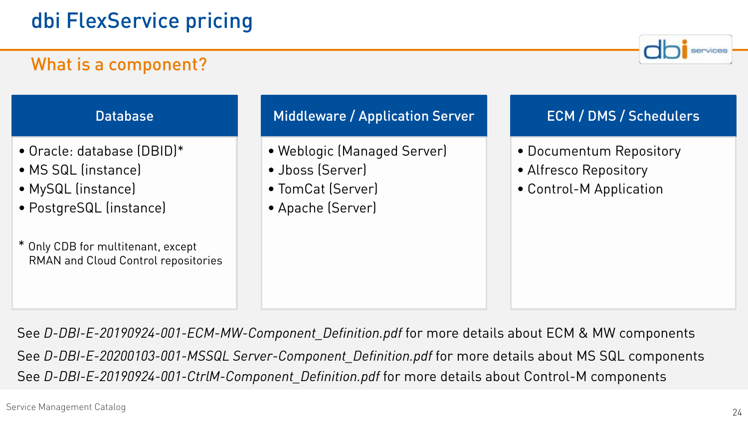# dbi FlexService pricing

## What is a component?

| Database | Middleware / Application Server | ECM / DMS / Schedulers |
| --- | --- | --- |
| • Oracle: database (DBID)*<br>• MS SQL (instance)<br>• MySQL (instance)<br>• PostgreSQL (instance)<br><br>* Only CDB for multitenant, except RMAN and Cloud Control repositories | • Weblogic (Managed Server)<br>• Jboss (Server)<br>• TomCat (Server)<br>• Apache (Server) | • Documentum Repository<br>• Alfresco Repository<br>• Control-M Application |

See *D-DBI-E-20190924-001-ECM-MW-Component_Definition.pdf* for more details about ECM & MW components

See *D-DBI-E-20200103-001-MSSQL Server-Component_Definition.pdf* for more details about MS SQL components

See *D-DBI-E-20190924-001-CtrlM-Component_Definition.pdf* for more details about Control-M components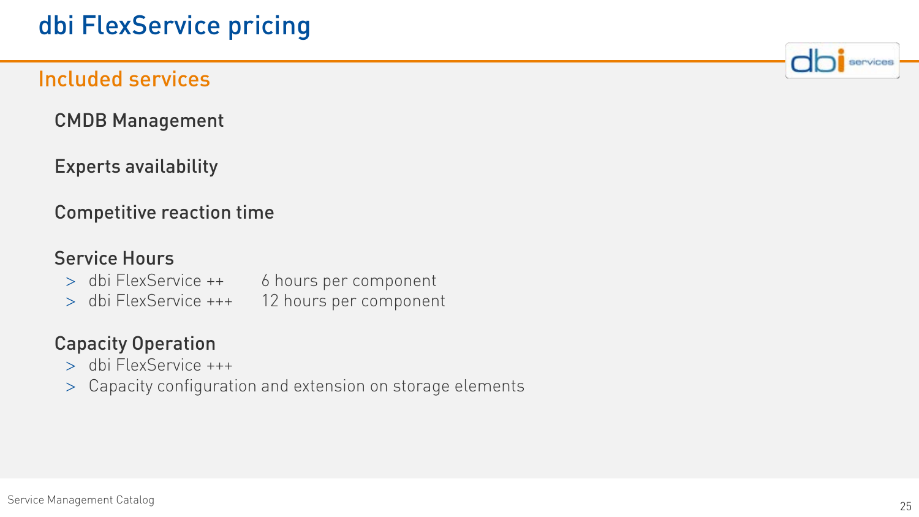# dbi FlexService pricing

## Included services

CMDB Management

Experts availability

Competitive reaction time

Service Hours

- dbi FlexService ++ 6 hours per component
- dbi FlexService +++ 12 hours per component

Capacity Operation

- dbi FlexService +++
- Capacity configuration and extension on storage elements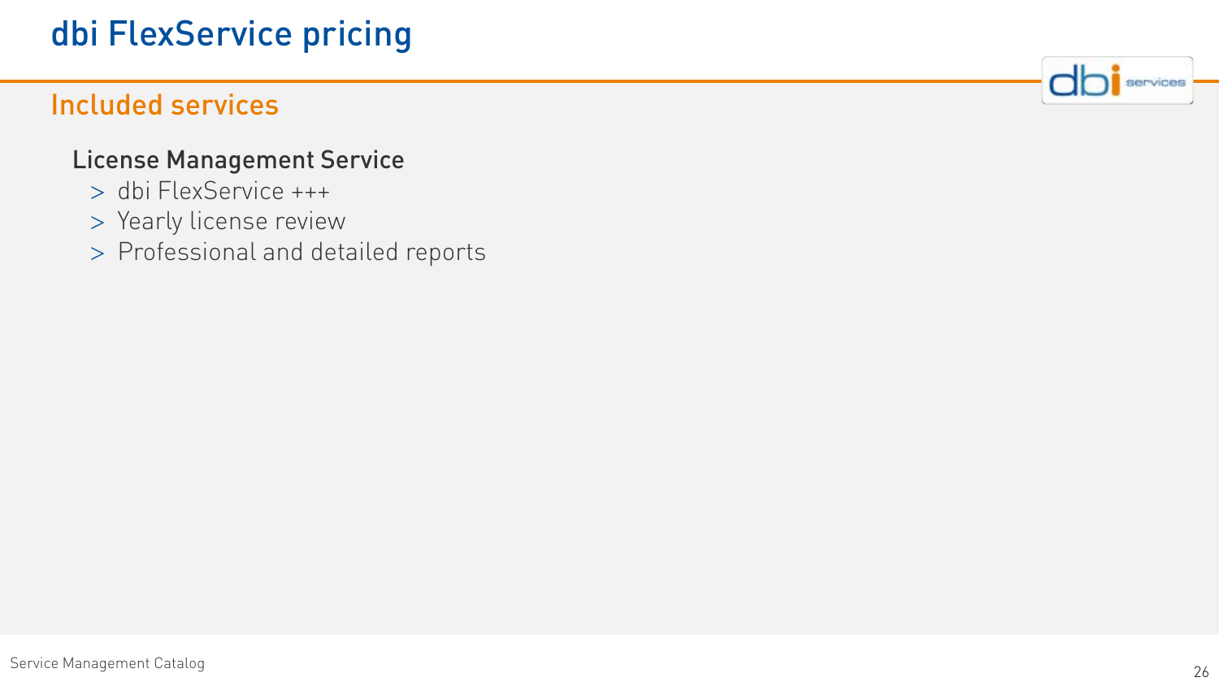# dbi FlexService pricing

## Included services

### License Management Service

- dbi FlexService +++
- Yearly license review
- Professional and detailed reports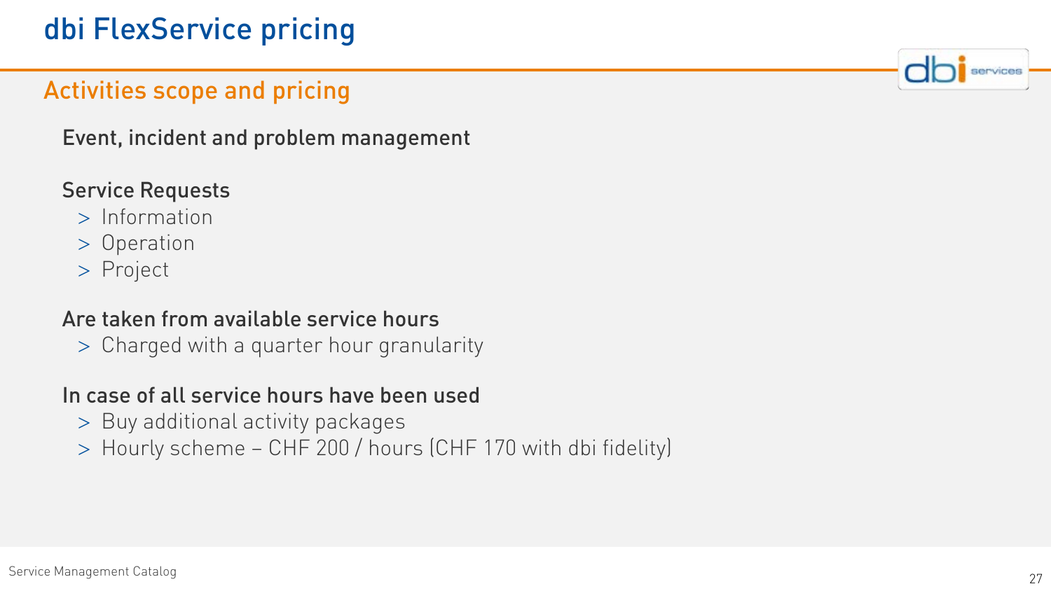# dbi FlexService pricing

## Activities scope and pricing

Event, incident and problem management

Service Requests

- Information
- Operation
- Project

Are taken from available service hours

- Charged with a quarter hour granularity

In case of all service hours have been used

- Buy additional activity packages
- Hourly scheme – CHF 200 / hours (CHF 170 with dbi fidelity)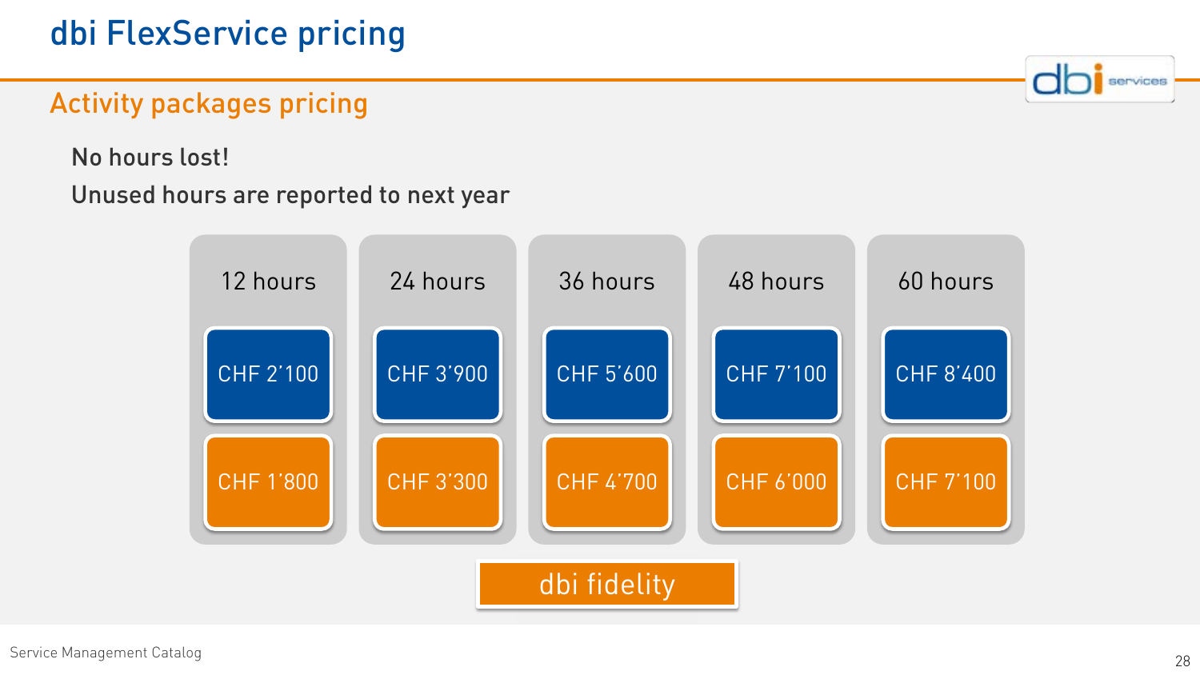# dbi FlexService pricing

## Activity packages pricing

No hours lost!

Unused hours are reported to next year

| 12 hours | 24 hours | 36 hours | 48 hours | 60 hours |
| --- | --- | --- | --- | --- |
| CHF 2'100 | CHF 3'900 | CHF 5'600 | CHF 7'100 | CHF 8'400 |
| CHF 1'800 | CHF 3'300 | CHF 4'700 | CHF 6'000 | CHF 7'100 |

dbi fidelity

Service Management Catalog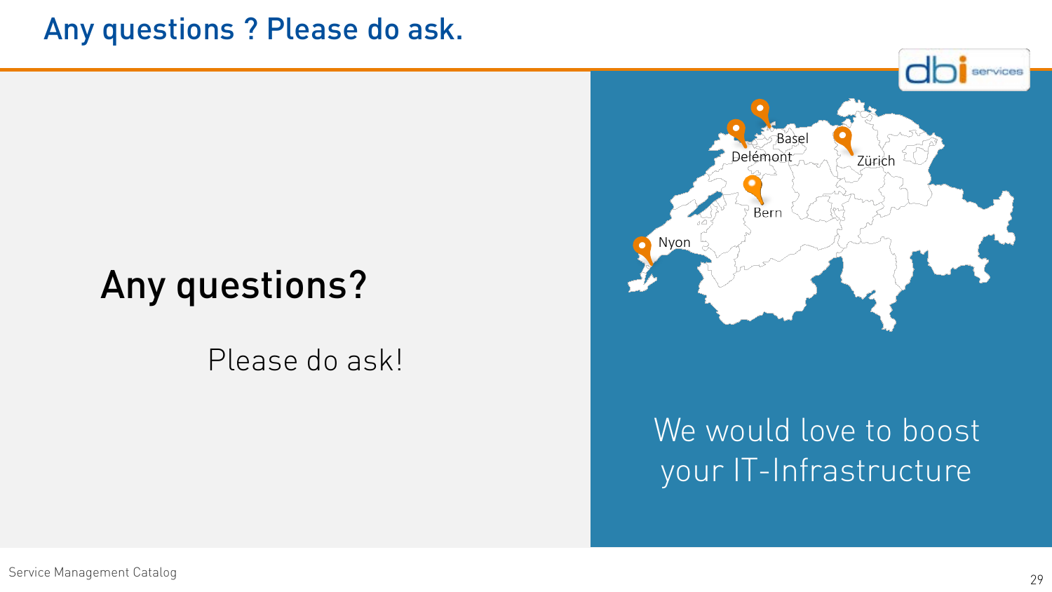# Any questions ? Please do ask.

## Any questions?

Please do ask!

Basel

Delémont

Zürich

Bern

Nyon

We would love to boost your IT-Infrastructure